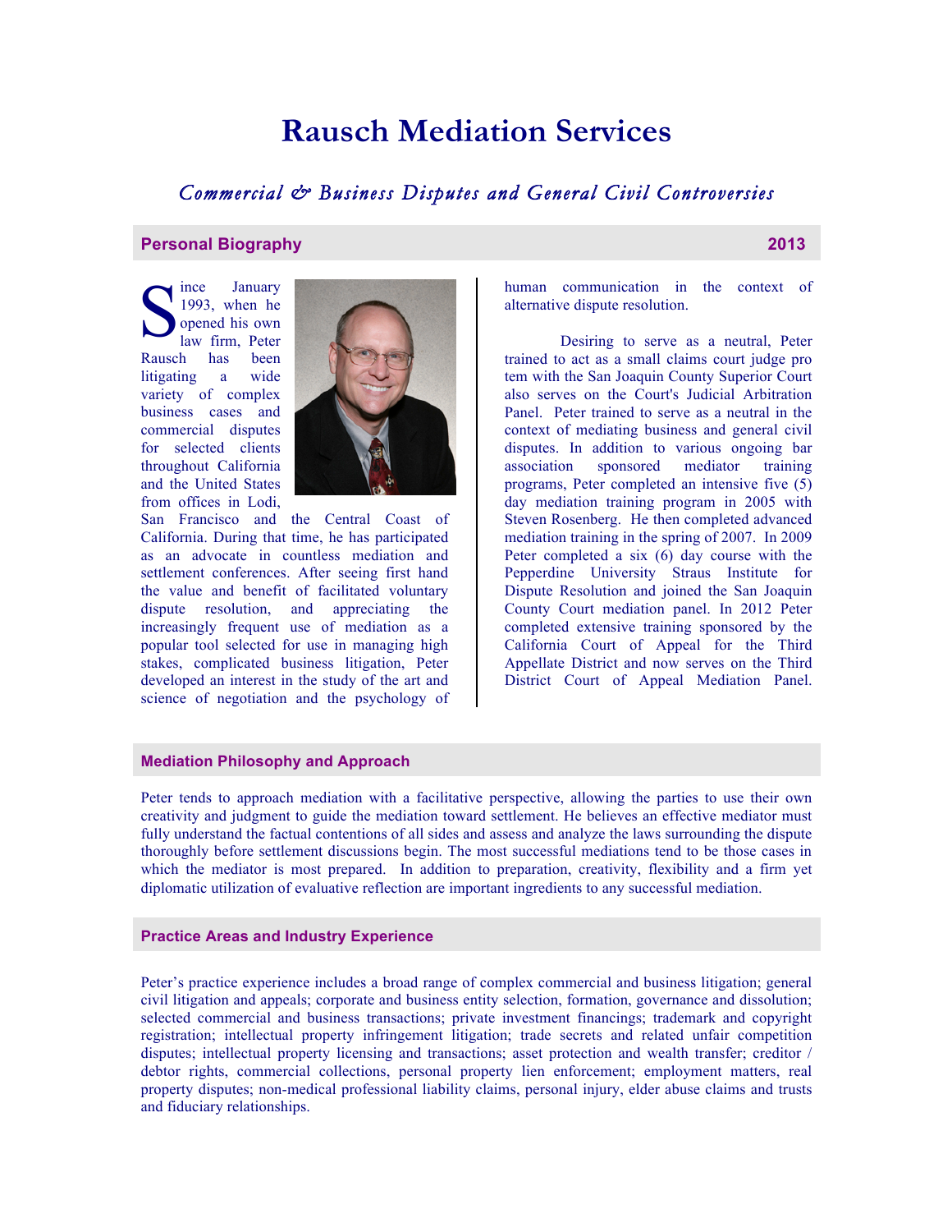# Rausch Mediation Services

*Commercial & Business Disputes and General Civil Controversies*

## Personal Biography — 2013

Since January 1993, when he opened his own law firm, Peter Rausch has been litigating a wide variety of complex business cases and commercial disputes for selected clients throughout California and the United States from offices in Lodi, San Francisco and the Central Coast of California. During that time, he has participated as an advocate in countless mediation and settlement conferences. After seeing first hand the value and benefit of facilitated voluntary dispute resolution, and appreciating the increasingly frequent use of mediation as a popular tool selected for use in managing high stakes, complicated business litigation, Peter developed an interest in the study of the art and science of negotiation and the psychology of human communication in the context of alternative dispute resolution.

Desiring to serve as a neutral, Peter trained to act as a small claims court judge pro tem with the San Joaquin County Superior Court also serves on the Court's Judicial Arbitration Panel. Peter trained to serve as a neutral in the context of mediating business and general civil disputes. In addition to various ongoing bar association sponsored mediator training programs, Peter completed an intensive five (5) day mediation training program in 2005 with Steven Rosenberg. He then completed advanced mediation training in the spring of 2007. In 2009 Peter completed a six (6) day course with the Pepperdine University Straus Institute for Dispute Resolution and joined the San Joaquin County Court mediation panel. In 2012 Peter completed extensive training sponsored by the California Court of Appeal for the Third Appellate District and now serves on the Third District Court of Appeal Mediation Panel.

## Mediation Philosophy and Approach

Peter tends to approach mediation with a facilitative perspective, allowing the parties to use their own creativity and judgment to guide the mediation toward settlement. He believes an effective mediator must fully understand the factual contentions of all sides and assess and analyze the laws surrounding the dispute thoroughly before settlement discussions begin. The most successful mediations tend to be those cases in which the mediator is most prepared. In addition to preparation, creativity, flexibility and a firm yet diplomatic utilization of evaluative reflection are important ingredients to any successful mediation.

## Practice Areas and Industry Experience

Peter's practice experience includes a broad range of complex commercial and business litigation; general civil litigation and appeals; corporate and business entity selection, formation, governance and dissolution; selected commercial and business transactions; private investment financings; trademark and copyright registration; intellectual property infringement litigation; trade secrets and related unfair competition disputes; intellectual property licensing and transactions; asset protection and wealth transfer; creditor / debtor rights, commercial collections, personal property lien enforcement; employment matters, real property disputes; non-medical professional liability claims, personal injury, elder abuse claims and trusts and fiduciary relationships.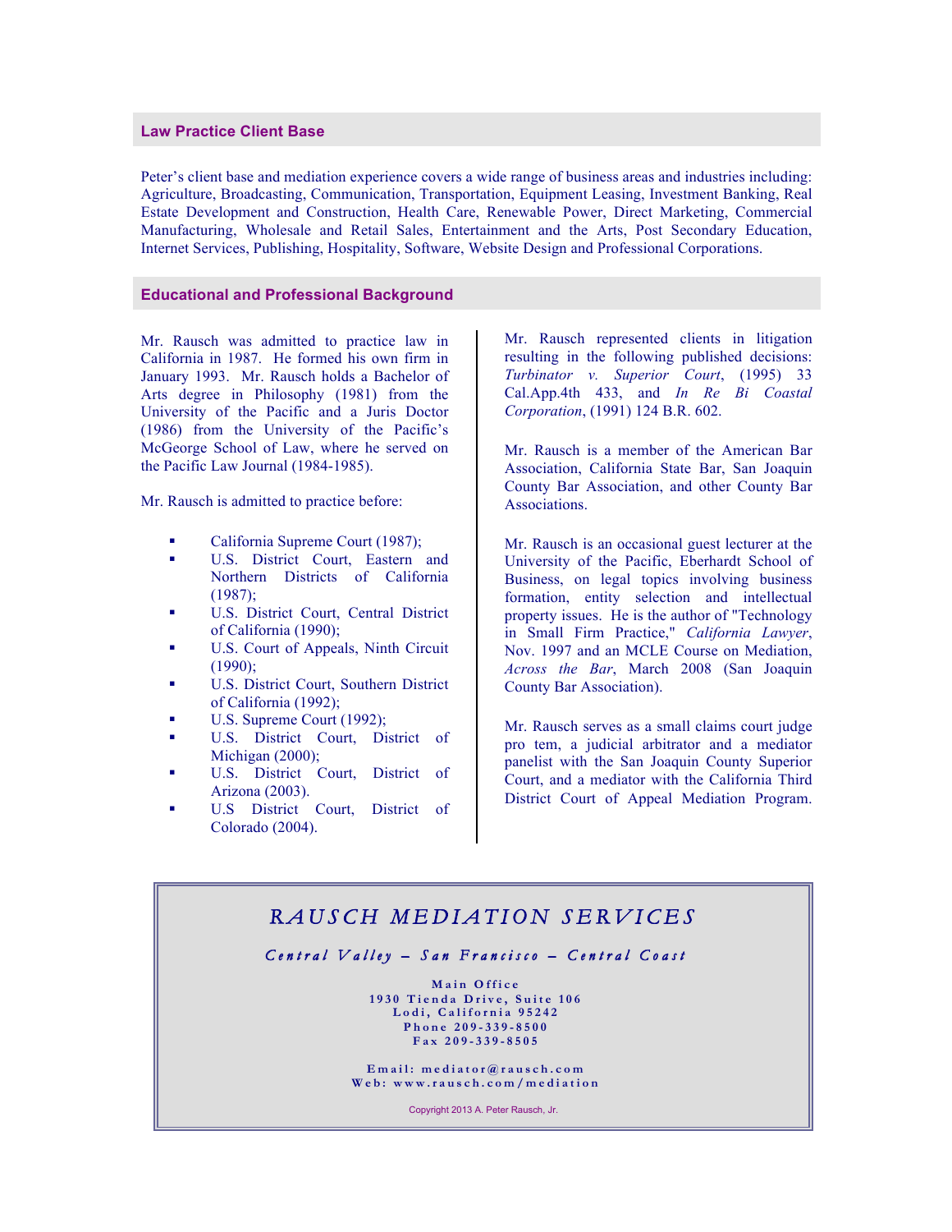## Law Practice Client Base

Peter's client base and mediation experience covers a wide range of business areas and industries including: Agriculture, Broadcasting, Communication, Transportation, Equipment Leasing, Investment Banking, Real Estate Development and Construction, Health Care, Renewable Power, Direct Marketing, Commercial Manufacturing, Wholesale and Retail Sales, Entertainment and the Arts, Post Secondary Education, Internet Services, Publishing, Hospitality, Software, Website Design and Professional Corporations.

## Educational and Professional Background

Mr. Rausch was admitted to practice law in California in 1987. He formed his own firm in January 1993. Mr. Rausch holds a Bachelor of Arts degree in Philosophy (1981) from the University of the Pacific and a Juris Doctor (1986) from the University of the Pacific's McGeorge School of Law, where he served on the Pacific Law Journal (1984-1985).

Mr. Rausch is admitted to practice before:

- California Supreme Court (1987);
- U.S. District Court, Eastern and Northern Districts of California (1987);
- U.S. District Court, Central District of California (1990);
- U.S. Court of Appeals, Ninth Circuit (1990);
- U.S. District Court, Southern District of California (1992);
- U.S. Supreme Court (1992);
- U.S. District Court, District of Michigan (2000);
- U.S. District Court, District of Arizona (2003).
- U.S District Court, District of Colorado (2004).

Mr. Rausch represented clients in litigation resulting in the following published decisions: *Turbinator v. Superior Court*, (1995) 33 Cal.App.4th 433, and *In Re Bi Coastal Corporation*, (1991) 124 B.R. 602.

Mr. Rausch is a member of the American Bar Association, California State Bar, San Joaquin County Bar Association, and other County Bar Associations.

Mr. Rausch is an occasional guest lecturer at the University of the Pacific, Eberhardt School of Business, on legal topics involving business formation, entity selection and intellectual property issues. He is the author of "Technology in Small Firm Practice," *California Lawyer*, Nov. 1997 and an MCLE Course on Mediation, *Across the Bar*, March 2008 (San Joaquin County Bar Association).

Mr. Rausch serves as a small claims court judge pro tem, a judicial arbitrator and a mediator panelist with the San Joaquin County Superior Court, and a mediator with the California Third District Court of Appeal Mediation Program.

*RAUSCH MEDIATION SERVICES*

*Central Valley – San Francisco – Central Coast*

**Main Office**
**1930 Tienda Drive, Suite 106**
**Lodi, California 95242**
**Phone 209-339-8500**
**Fax 209-339-8505**

**Email: mediator@rausch.com**
**Web: www.rausch.com/mediation**

Copyright 2013 A. Peter Rausch, Jr.